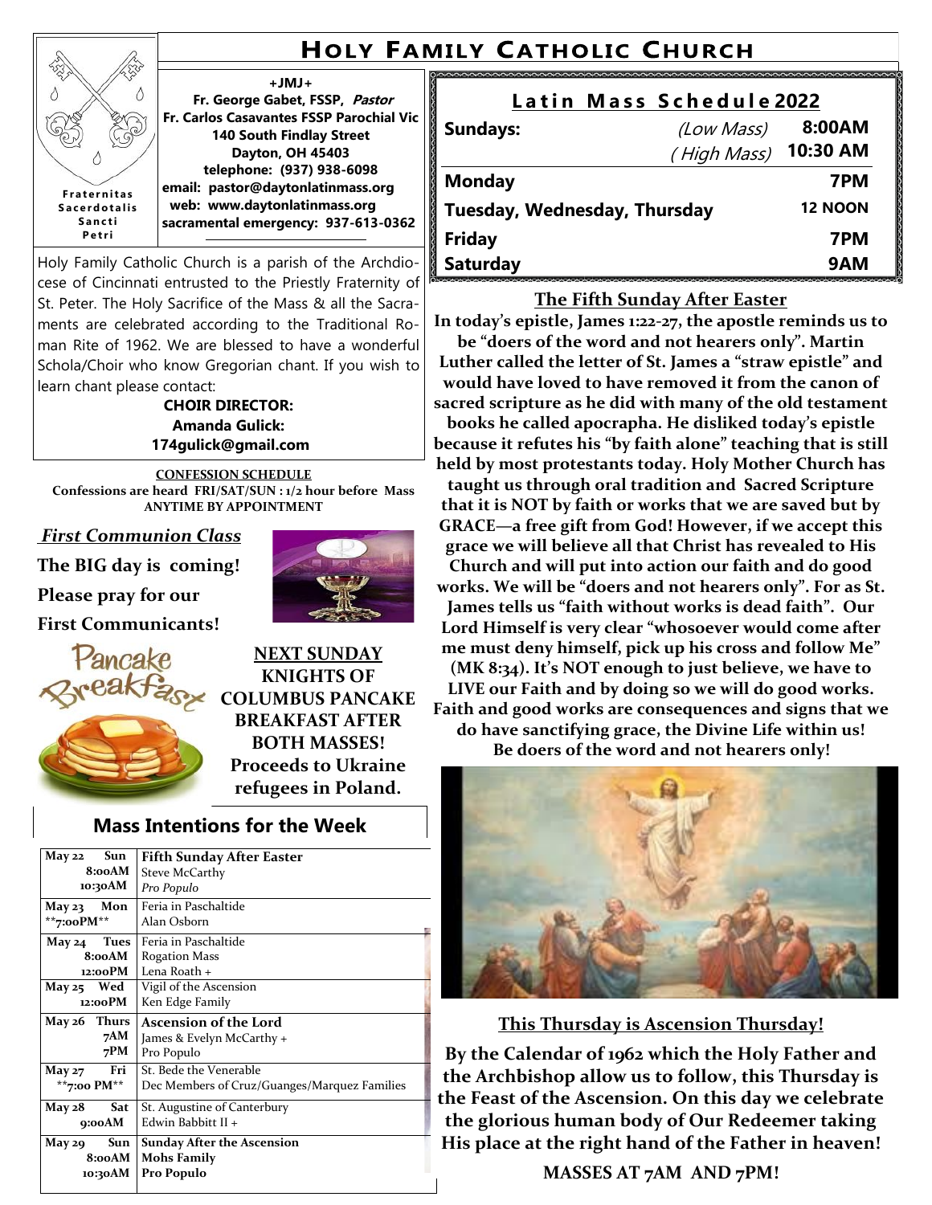# Holy Family Catholic Church

Fraternitas Sacerdotalis Sancti Petri

**+JMJ+**
**Fr. George Gabet, FSSP, *Pastor***
**Fr. Carlos Casavantes FSSP Parochial Vic**
**140 South Findlay Street**
**Dayton, OH 45403**
**telephone: (937) 938-6098**
**email: pastor@daytonlatinmass.org**
**web: www.daytonlatinmass.org**
**sacramental emergency: 937-613-0362**

Holy Family Catholic Church is a parish of the Archdiocese of Cincinnati entrusted to the Priestly Fraternity of St. Peter. The Holy Sacrifice of the Mass & all the Sacraments are celebrated according to the Traditional Roman Rite of 1962. We are blessed to have a wonderful Schola/Choir who know Gregorian chant. If you wish to learn chant please contact:

**CHOIR DIRECTOR:**
**Amanda Gulick:**
**174gulick@gmail.com**

## Latin Mass Schedule 2022

| | | |
|---|---|---|
| **Sundays:** | *(Low Mass)* | **8:00AM** |
| | *( High Mass)* | **10:30 AM** |
| **Monday** | | **7PM** |
| **Tuesday, Wednesday, Thursday** | | **12 NOON** |
| **Friday** | | **7PM** |
| **Saturday** | | **9AM** |

**CONFESSION SCHEDULE**
**Confessions are heard FRI/SAT/SUN : 1/2 hour before Mass**
**ANYTIME BY APPOINTMENT**

### *First Communion Class*

**The BIG day is coming!**
**Please pray for our**
**First Communicants!**

Pancake Breakfast

**NEXT SUNDAY**
**KNIGHTS OF COLUMBUS PANCAKE BREAKFAST AFTER BOTH MASSES!**
**Proceeds to Ukraine refugees in Poland.**

## The Fifth Sunday After Easter

**In today's epistle, James 1:22-27, the apostle reminds us to be "doers of the word and not hearers only". Martin Luther called the letter of St. James a "straw epistle" and would have loved to have removed it from the canon of sacred scripture as he did with many of the old testament books he called apocrapha. He disliked today's epistle because it refutes his "by faith alone" teaching that is still held by most protestants today. Holy Mother Church has taught us through oral tradition and Sacred Scripture that it is NOT by faith or works that we are saved but by GRACE—a free gift from God! However, if we accept this grace we will believe all that Christ has revealed to His Church and will put into action our faith and do good works. We will be "doers and not hearers only". For as St. James tells us "faith without works is dead faith". Our Lord Himself is very clear "whosoever would come after me must deny himself, pick up his cross and follow Me" (MK 8:34). It's NOT enough to just believe, we have to LIVE our Faith and by doing so we will do good works. Faith and good works are consequences and signs that we do have sanctifying grace, the Divine Life within us! Be doers of the word and not hearers only!**

## Mass Intentions for the Week

| Date / Time | Intention |
|---|---|
| **May 22 Sun** | **Fifth Sunday After Easter** |
| **8:00AM** | Steve McCarthy |
| **10:30AM** | *Pro Populo* |
| **May 23 Mon** | Feria in Paschaltide |
| **\*\*7:00PM\*\*** | Alan Osborn |
| **May 24 Tues** | Feria in Paschaltide |
| **8:00AM** | Rogation Mass |
| **12:00PM** | Lena Roath + |
| **May 25 Wed** | Vigil of the Ascension |
| **12:00PM** | Ken Edge Family |
| **May 26 Thurs** | **Ascension of the Lord** |
| **7AM** | James & Evelyn McCarthy + |
| **7PM** | Pro Populo |
| **May 27 Fri** | St. Bede the Venerable |
| **\*\*7:00 PM\*\*** | Dec Members of Cruz/Guanges/Marquez Families |
| **May 28 Sat** | St. Augustine of Canterbury |
| **9:00AM** | Edwin Babbitt II + |
| **May 29 Sun** | **Sunday After the Ascension** |
| **8:00AM** | **Mohs Family** |
| **10:30AM** | **Pro Populo** |

## This Thursday is Ascension Thursday!

**By the Calendar of 1962 which the Holy Father and the Archbishop allow us to follow, this Thursday is the Feast of the Ascension. On this day we celebrate the glorious human body of Our Redeemer taking His place at the right hand of the Father in heaven!**

**MASSES AT 7AM AND 7PM!**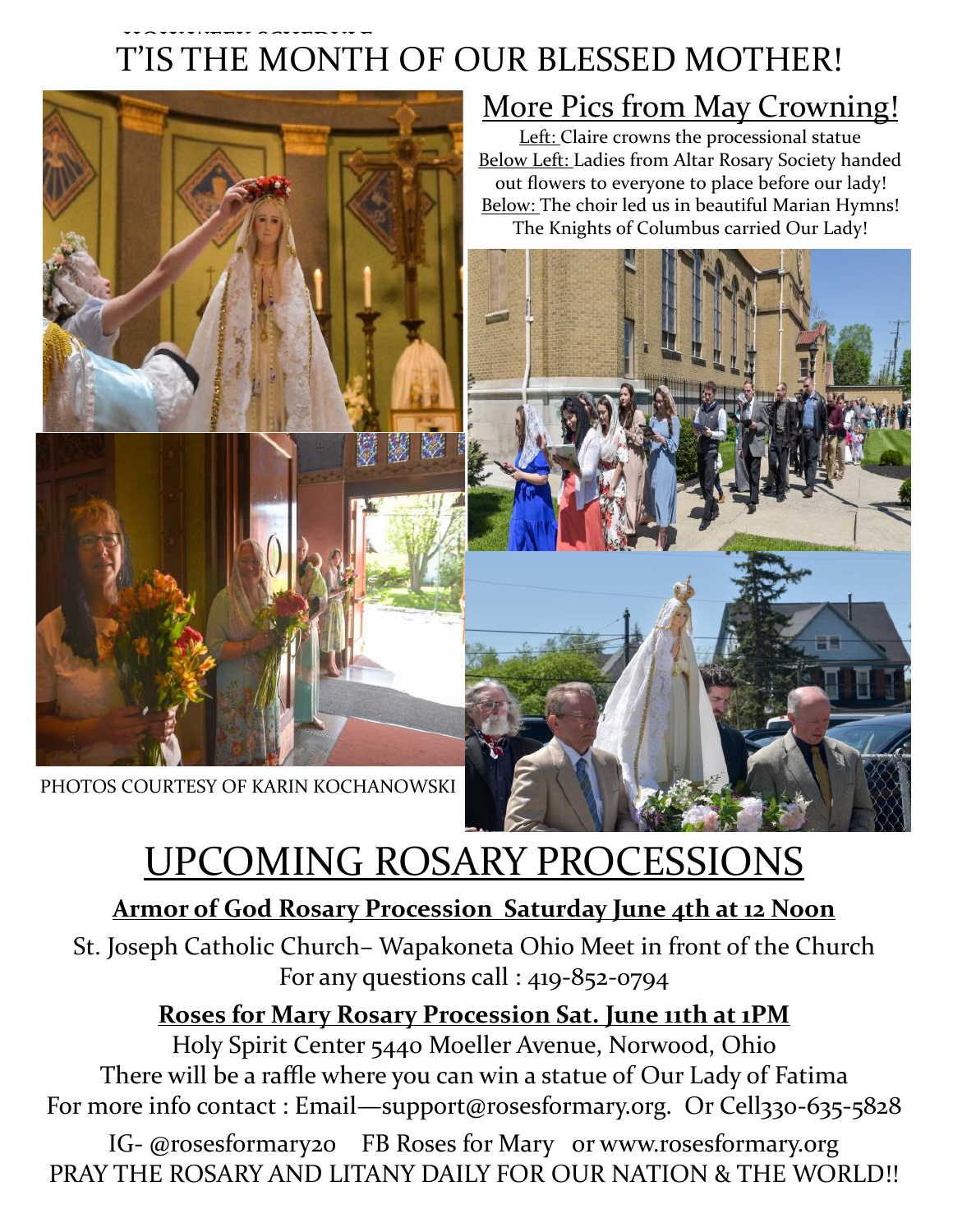# T'IS THE MONTH OF OUR BLESSED MOTHER!

## More Pics from May Crowning!

Left: Claire crowns the processional statue
Below Left: Ladies from Altar Rosary Society handed out flowers to everyone to place before our lady!
Below: The choir led us in beautiful Marian Hymns!
The Knights of Columbus carried Our Lady!

PHOTOS COURTESY OF KARIN KOCHANOWSKI

# UPCOMING ROSARY PROCESSIONS

**Armor of God Rosary Procession Saturday June 4th at 12 Noon**

St. Joseph Catholic Church– Wapakoneta Ohio Meet in front of the Church
For any questions call : 419-852-0794

**Roses for Mary Rosary Procession Sat. June 11th at 1PM**

Holy Spirit Center 5440 Moeller Avenue, Norwood, Ohio
There will be a raffle where you can win a statue of Our Lady of Fatima
For more info contact : Email—support@rosesformary.org. Or Cell330-635-5828

IG- @rosesformary20 FB Roses for Mary or www.rosesformary.org
PRAY THE ROSARY AND LITANY DAILY FOR OUR NATION & THE WORLD!!